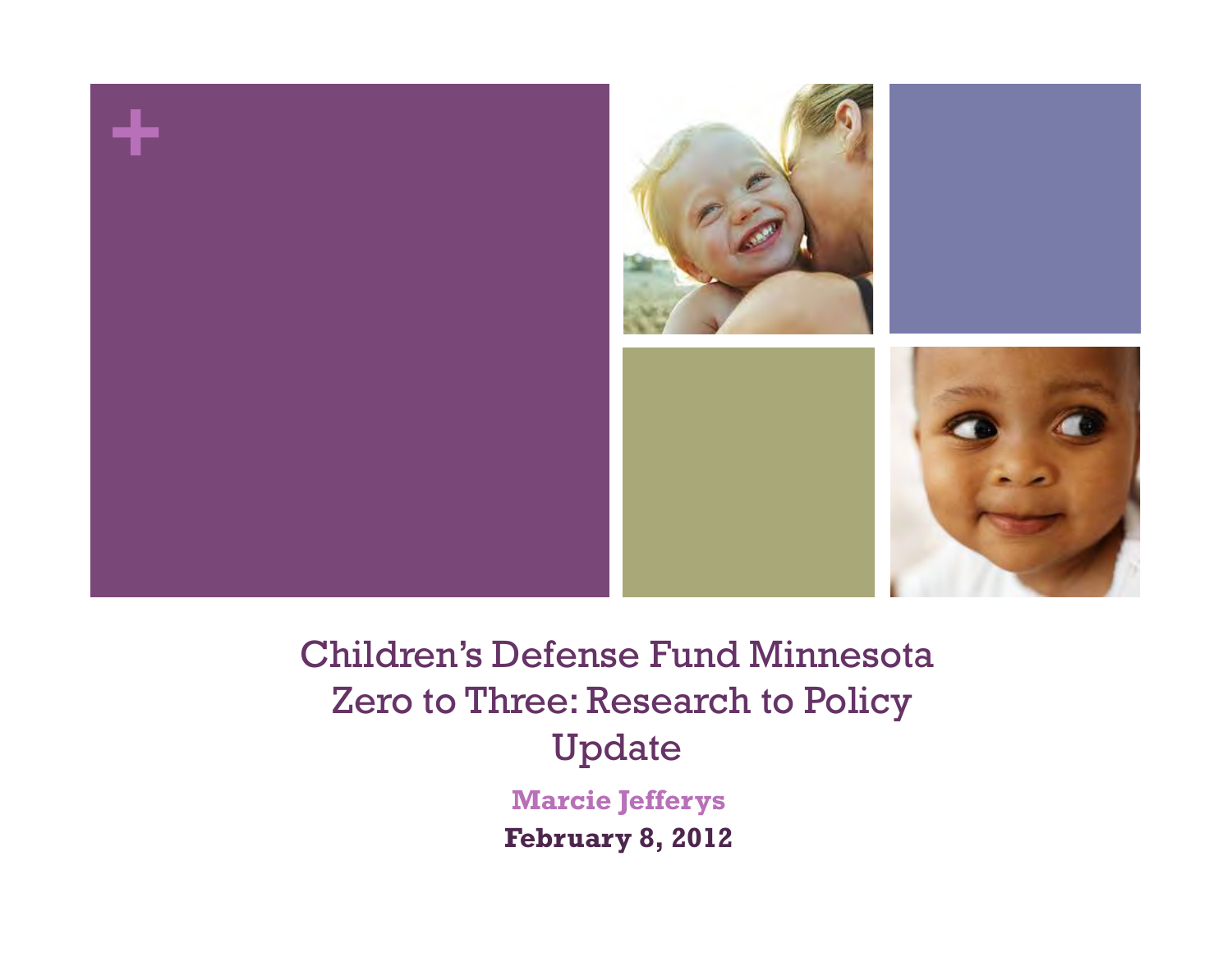# Children's Defense Fund Minnesota Zero to Three: Research to Policy Update

**Marcie Jefferys**

**February 8, 2012**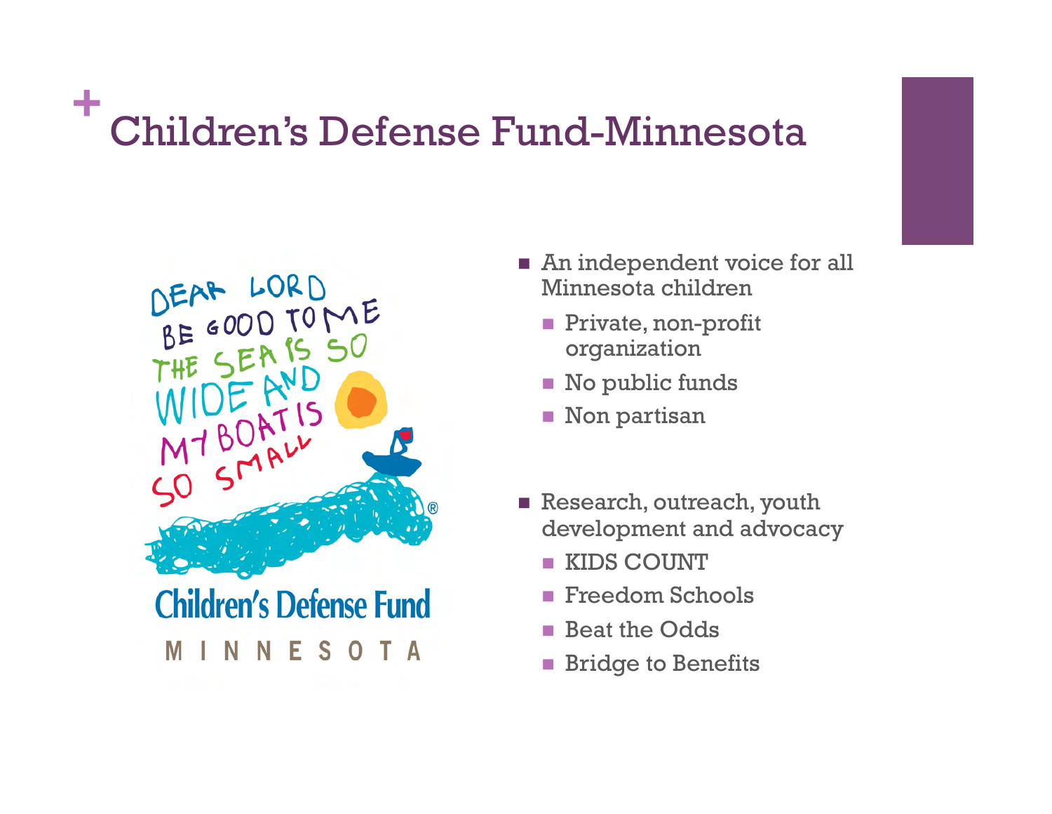# Children's Defense Fund-Minnesota

- An independent voice for all Minnesota children
  - Private, non-profit organization
  - No public funds
  - Non partisan

- Research, outreach, youth development and advocacy
  - KIDS COUNT
  - Freedom Schools
  - Beat the Odds
  - Bridge to Benefits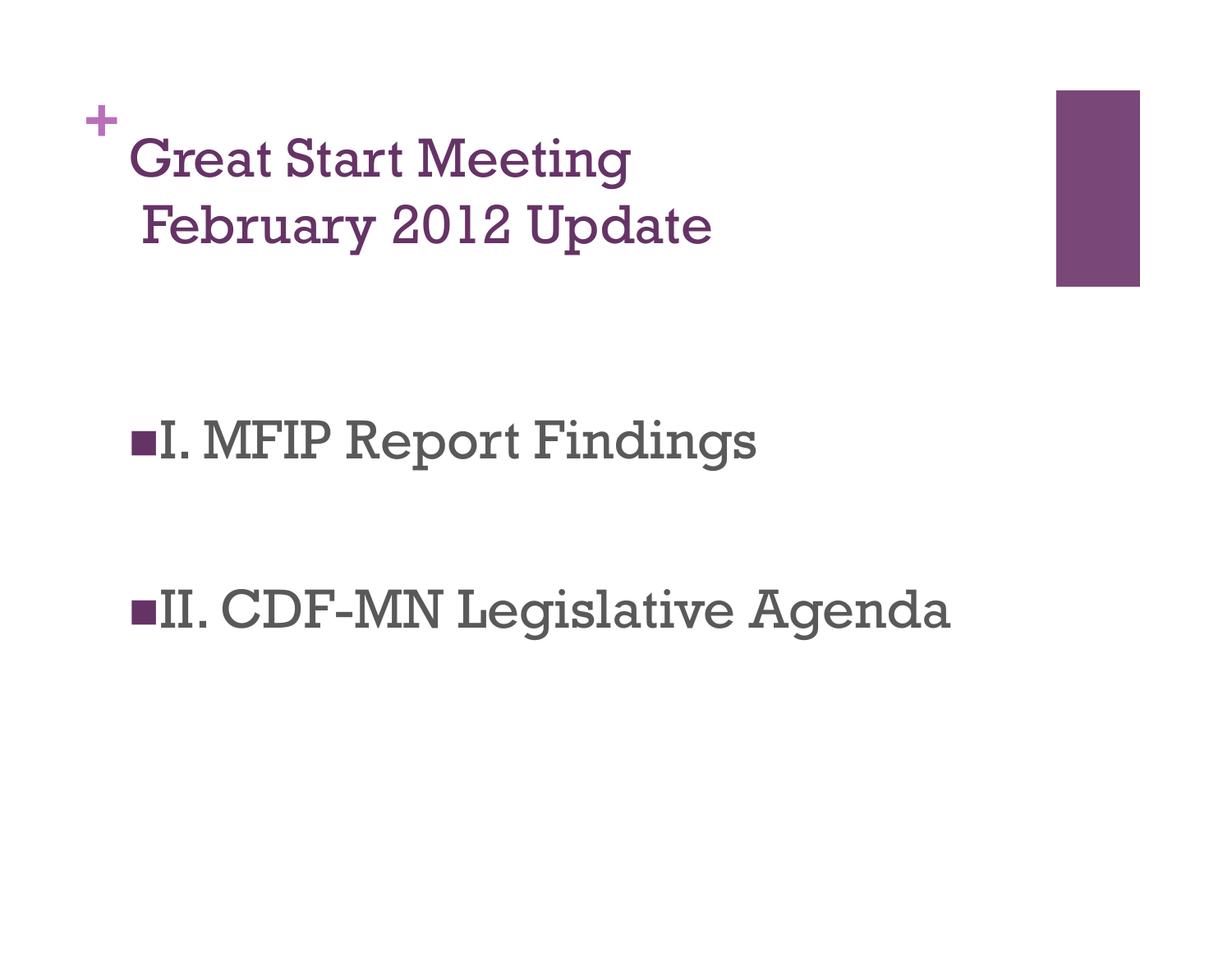# Great Start Meeting February 2012 Update

- I. MFIP Report Findings
- II. CDF-MN Legislative Agenda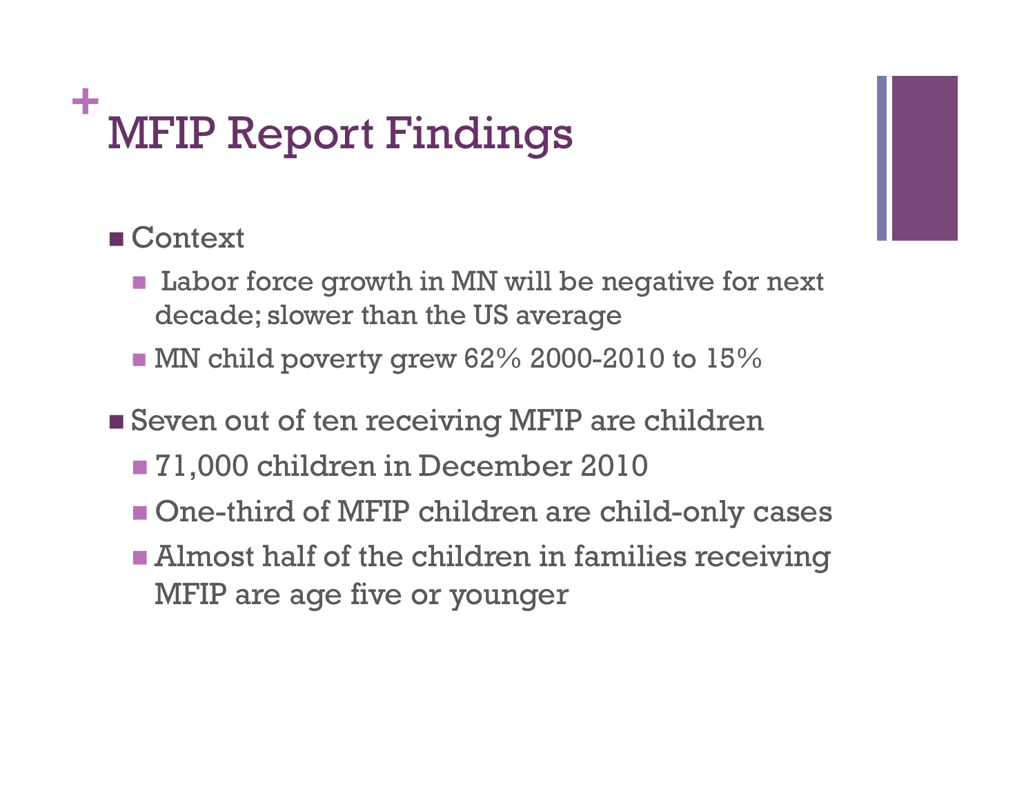# MFIP Report Findings

- Context
  - Labor force growth in MN will be negative for next decade; slower than the US average
  - MN child poverty grew 62% 2000-2010 to 15%
- Seven out of ten receiving MFIP are children
  - 71,000 children in December 2010
  - One-third of MFIP children are child-only cases
  - Almost half of the children in families receiving MFIP are age five or younger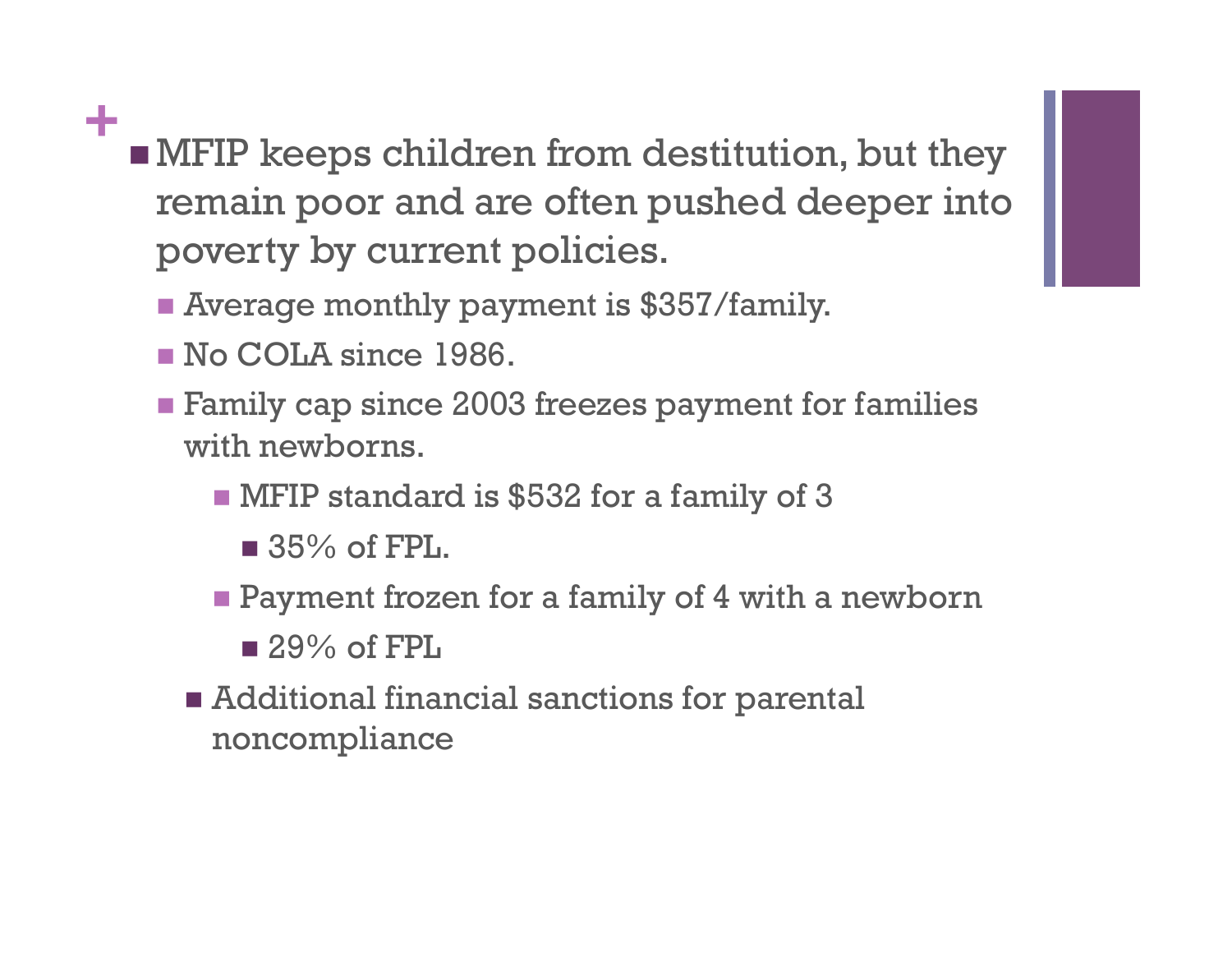- MFIP keeps children from destitution, but they remain poor and are often pushed deeper into poverty by current policies.
  - Average monthly payment is $357/family.
  - No COLA since 1986.
  - Family cap since 2003 freezes payment for families with newborns.
    - MFIP standard is $532 for a family of 3
      - 35% of FPL.
    - Payment frozen for a family of 4 with a newborn
      - 29% of FPL
  - Additional financial sanctions for parental noncompliance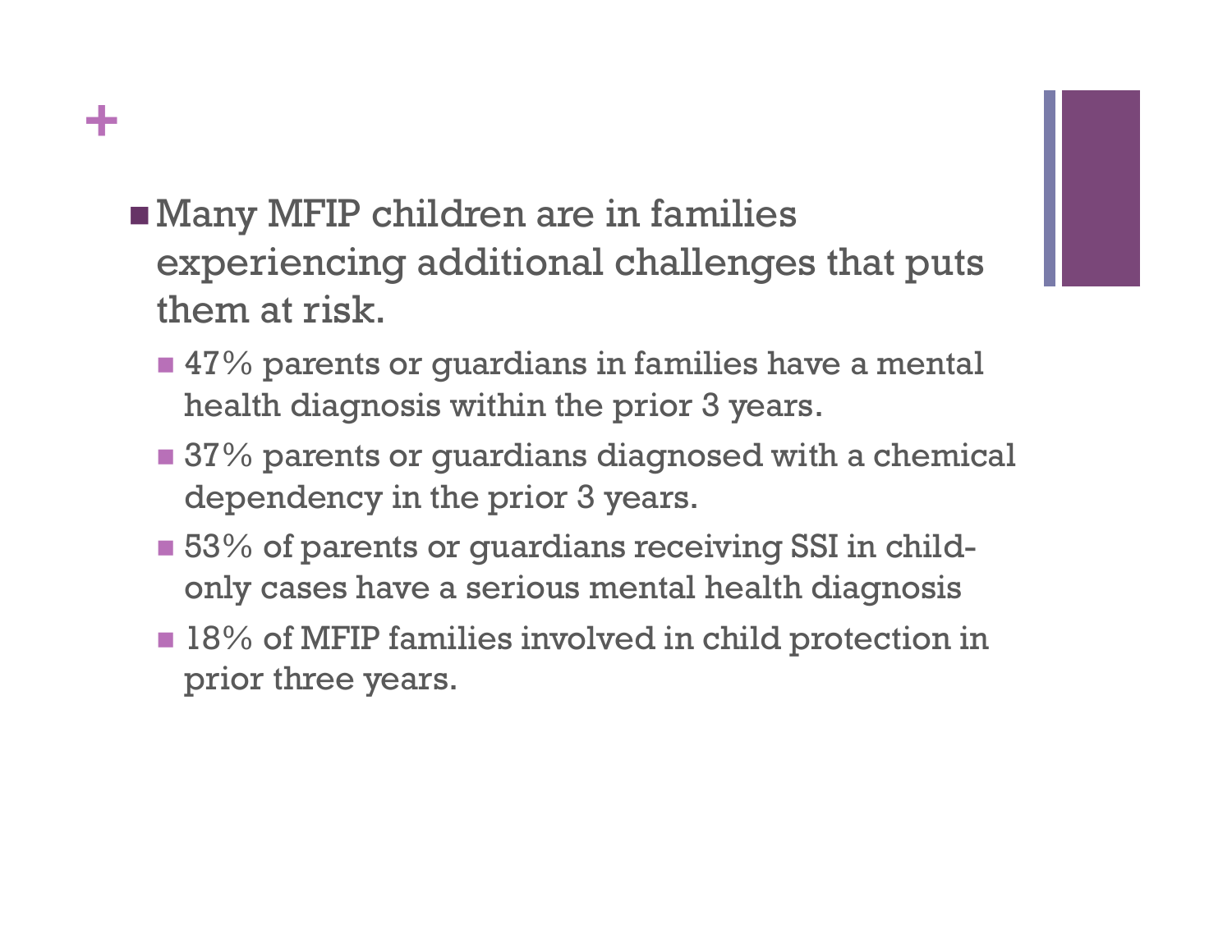- Many MFIP children are in families experiencing additional challenges that puts them at risk.
  - 47% parents or guardians in families have a mental health diagnosis within the prior 3 years.
  - 37% parents or guardians diagnosed with a chemical dependency in the prior 3 years.
  - 53% of parents or guardians receiving SSI in child-only cases have a serious mental health diagnosis
  - 18% of MFIP families involved in child protection in prior three years.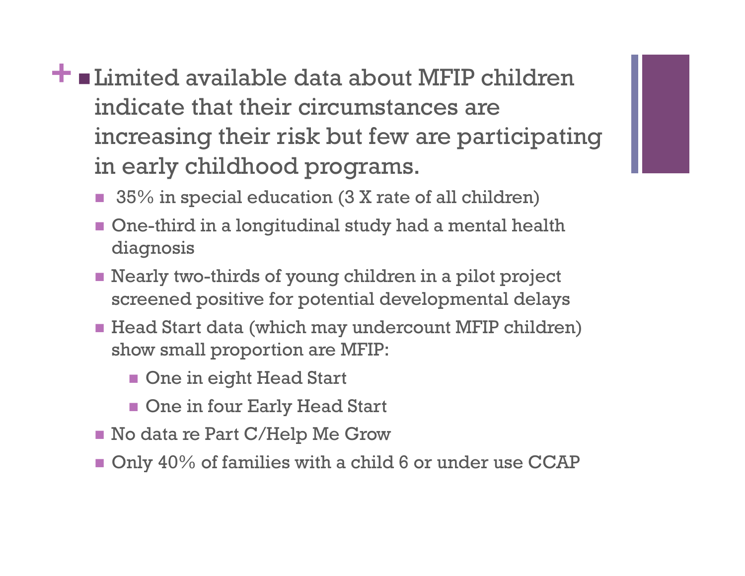- Limited available data about MFIP children indicate that their circumstances are increasing their risk but few are participating in early childhood programs.
  - 35% in special education (3 X rate of all children)
  - One-third in a longitudinal study had a mental health diagnosis
  - Nearly two-thirds of young children in a pilot project screened positive for potential developmental delays
  - Head Start data (which may undercount MFIP children) show small proportion are MFIP:
    - One in eight Head Start
    - One in four Early Head Start
  - No data re Part C/Help Me Grow
  - Only 40% of families with a child 6 or under use CCAP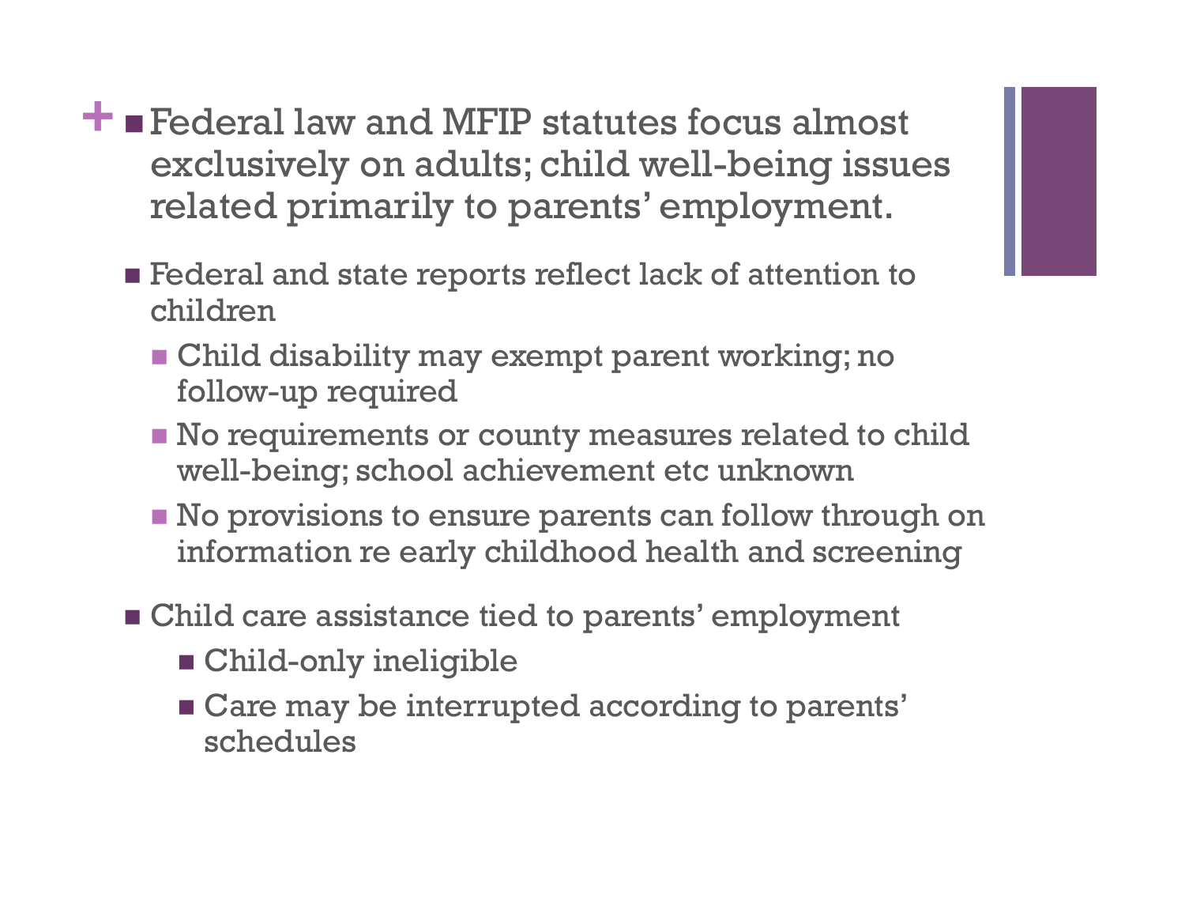- Federal law and MFIP statutes focus almost exclusively on adults; child well-being issues related primarily to parents' employment.
  - Federal and state reports reflect lack of attention to children
    - Child disability may exempt parent working; no follow-up required
    - No requirements or county measures related to child well-being; school achievement etc unknown
    - No provisions to ensure parents can follow through on information re early childhood health and screening
  - Child care assistance tied to parents' employment
    - Child-only ineligible
    - Care may be interrupted according to parents' schedules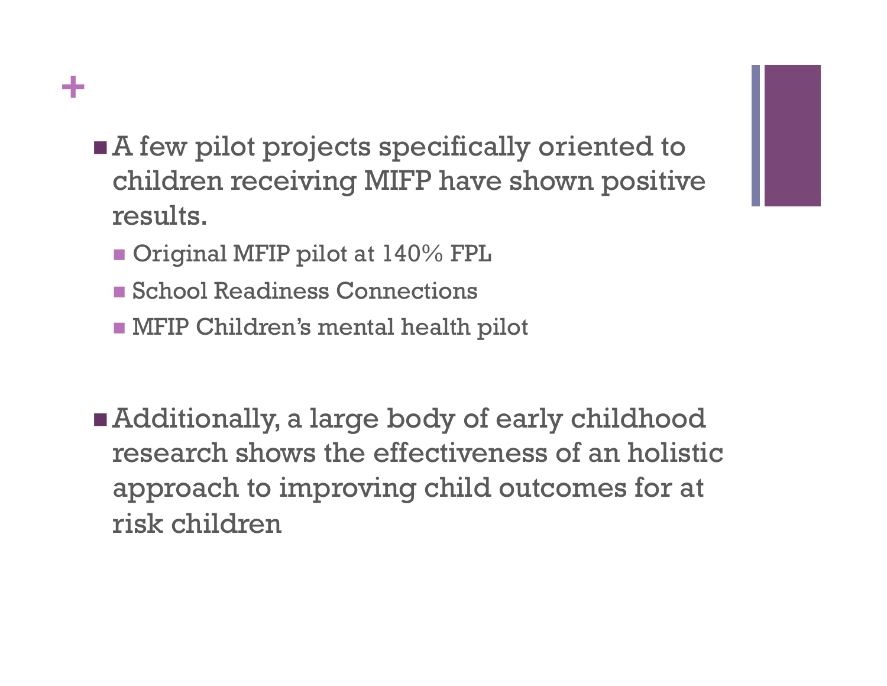- A few pilot projects specifically oriented to children receiving MIFP have shown positive results.
  - Original MFIP pilot at 140% FPL
  - School Readiness Connections
  - MFIP Children's mental health pilot

- Additionally, a large body of early childhood research shows the effectiveness of an holistic approach to improving child outcomes for at risk children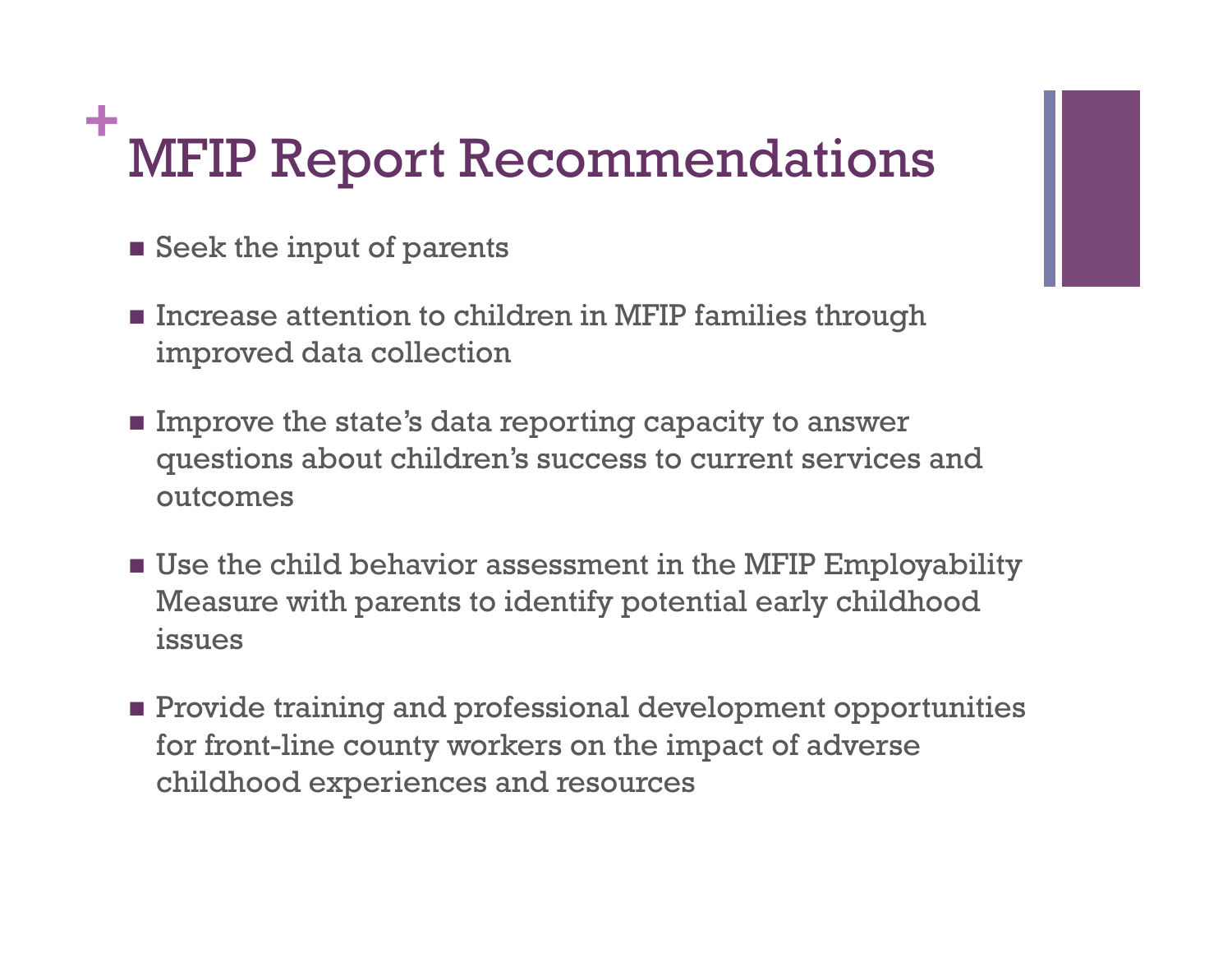# MFIP Report Recommendations

- Seek the input of parents
- Increase attention to children in MFIP families through improved data collection
- Improve the state's data reporting capacity to answer questions about children's success to current services and outcomes
- Use the child behavior assessment in the MFIP Employability Measure with parents to identify potential early childhood issues
- Provide training and professional development opportunities for front-line county workers on the impact of adverse childhood experiences and resources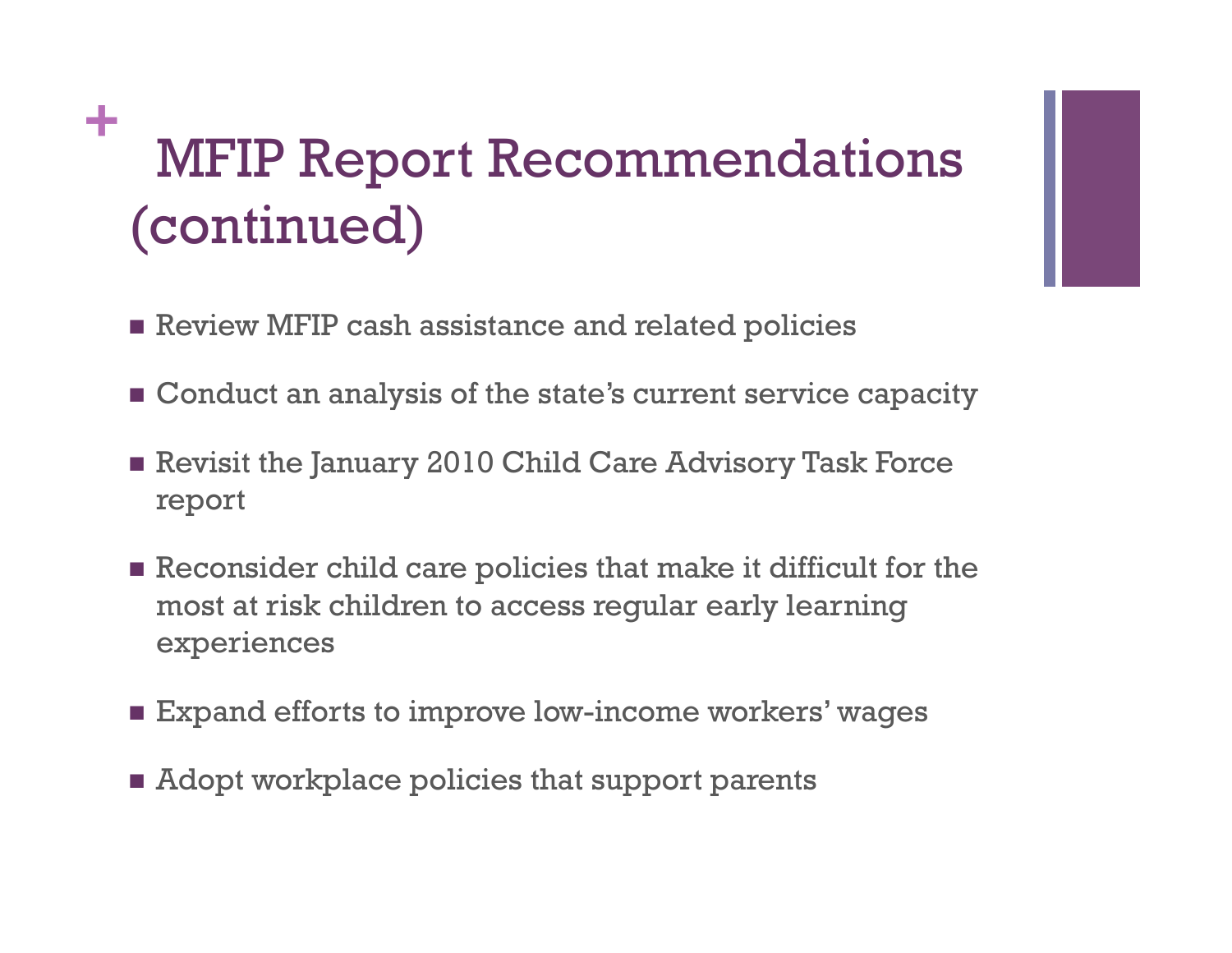# MFIP Report Recommendations (continued)

- Review MFIP cash assistance and related policies
- Conduct an analysis of the state's current service capacity
- Revisit the January 2010 Child Care Advisory Task Force report
- Reconsider child care policies that make it difficult for the most at risk children to access regular early learning experiences
- Expand efforts to improve low-income workers' wages
- Adopt workplace policies that support parents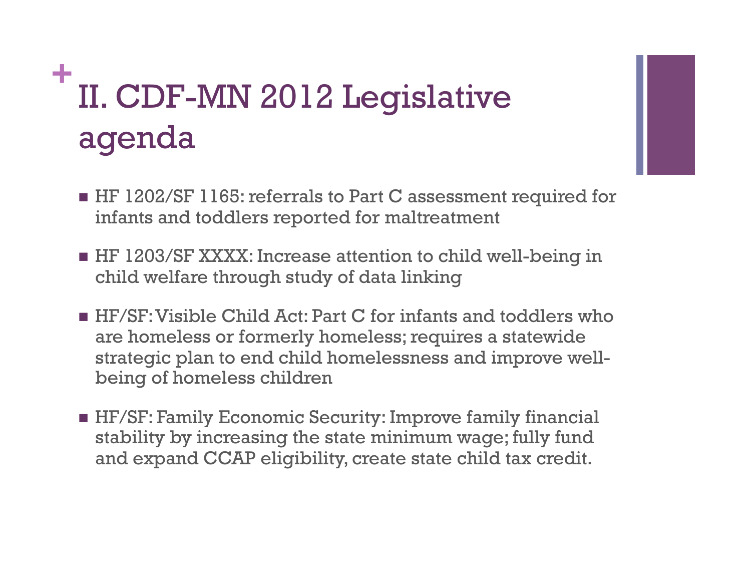# II. CDF-MN 2012 Legislative agenda

- HF 1202/SF 1165: referrals to Part C assessment required for infants and toddlers reported for maltreatment
- HF 1203/SF XXXX: Increase attention to child well-being in child welfare through study of data linking
- HF/SF: Visible Child Act: Part C for infants and toddlers who are homeless or formerly homeless; requires a statewide strategic plan to end child homelessness and improve well-being of homeless children
- HF/SF: Family Economic Security: Improve family financial stability by increasing the state minimum wage; fully fund and expand CCAP eligibility, create state child tax credit.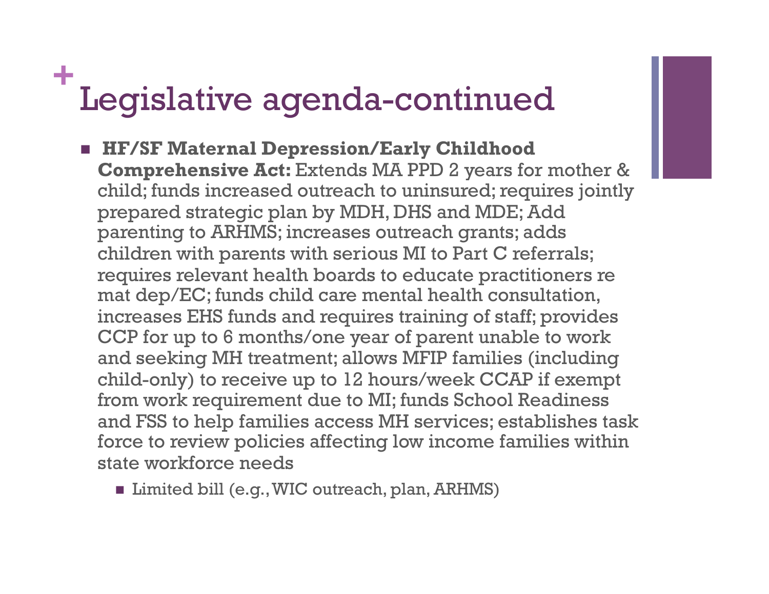# Legislative agenda-continued

- **HF/SF Maternal Depression/Early Childhood Comprehensive Act:** Extends MA PPD 2 years for mother & child; funds increased outreach to uninsured; requires jointly prepared strategic plan by MDH, DHS and MDE; Add parenting to ARHMS; increases outreach grants; adds children with parents with serious MI to Part C referrals; requires relevant health boards to educate practitioners re mat dep/EC; funds child care mental health consultation, increases EHS funds and requires training of staff; provides CCP for up to 6 months/one year of parent unable to work and seeking MH treatment; allows MFIP families (including child-only) to receive up to 12 hours/week CCAP if exempt from work requirement due to MI; funds School Readiness and FSS to help families access MH services; establishes task force to review policies affecting low income families within state workforce needs
  - Limited bill (e.g., WIC outreach, plan, ARHMS)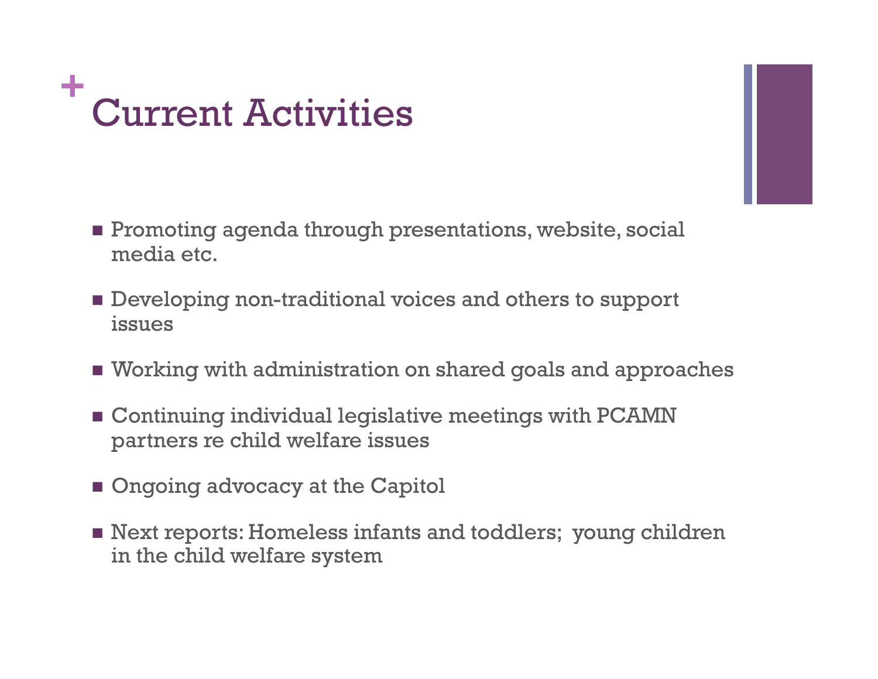# Current Activities

- Promoting agenda through presentations, website, social media etc.
- Developing non-traditional voices and others to support issues
- Working with administration on shared goals and approaches
- Continuing individual legislative meetings with PCAMN partners re child welfare issues
- Ongoing advocacy at the Capitol
- Next reports: Homeless infants and toddlers; young children in the child welfare system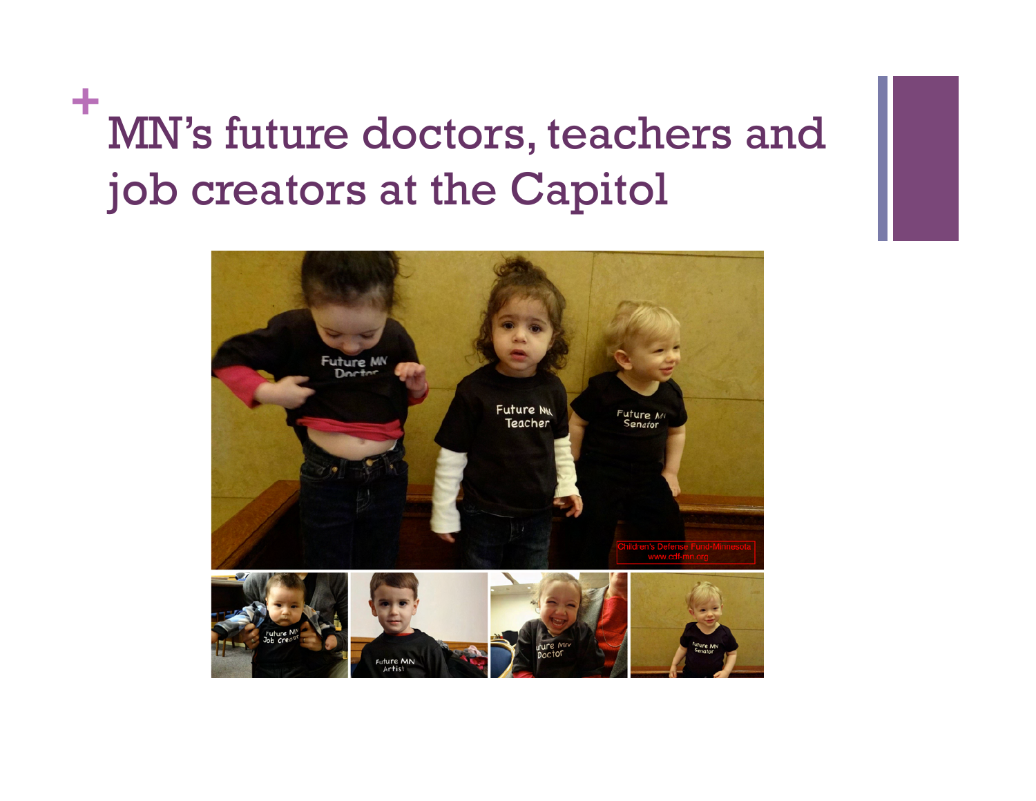# MN's future doctors, teachers and job creators at the Capitol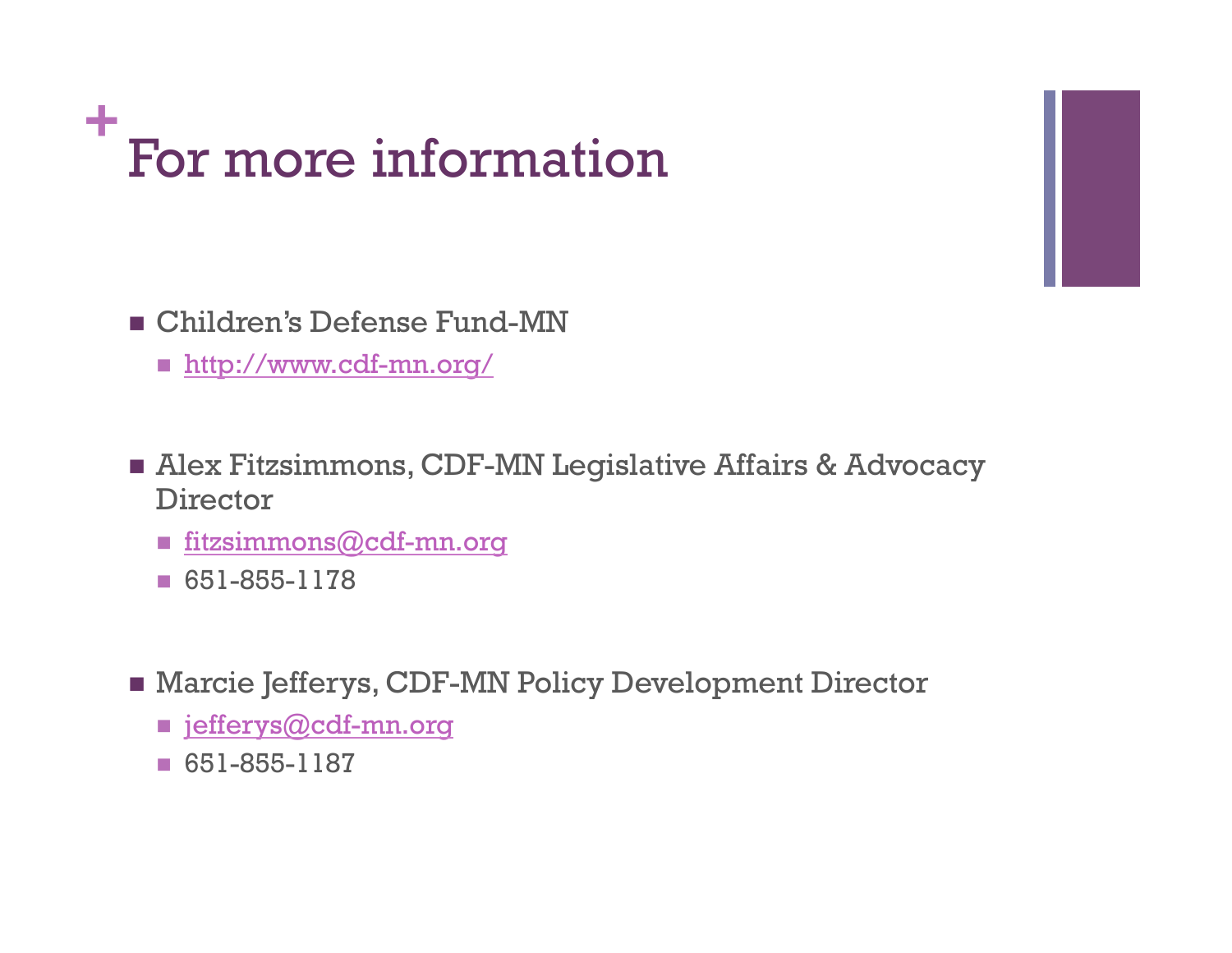# For more information

- Children's Defense Fund-MN
  - http://www.cdf-mn.org/

- Alex Fitzsimmons, CDF-MN Legislative Affairs & Advocacy Director
  - fitzsimmons@cdf-mn.org
  - 651-855-1178

- Marcie Jefferys, CDF-MN Policy Development Director
  - jefferys@cdf-mn.org
  - 651-855-1187